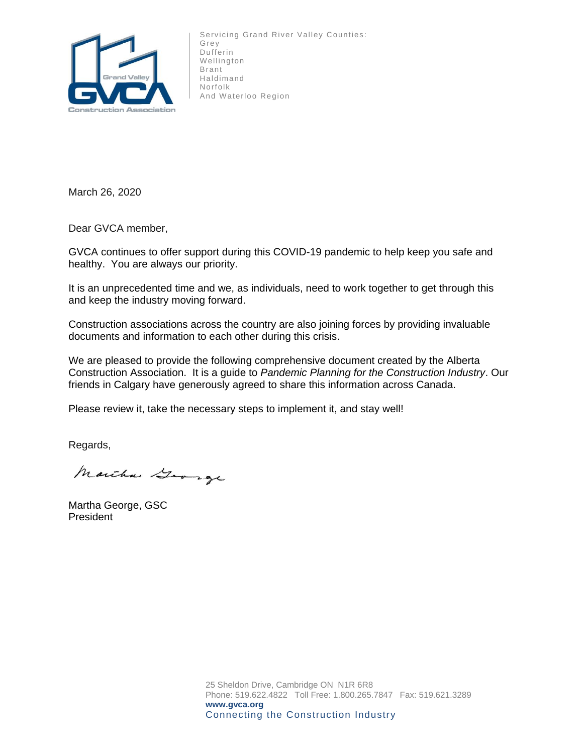Grand Valley GVCA Construction Association

Servicing Grand River Valley Counties:
Grey
Dufferin
Wellington
Brant
Haldimand
Norfolk
And Waterloo Region

March 26, 2020

Dear GVCA member,

GVCA continues to offer support during this COVID-19 pandemic to help keep you safe and healthy. You are always our priority.

It is an unprecedented time and we, as individuals, need to work together to get through this and keep the industry moving forward.

Construction associations across the country are also joining forces by providing invaluable documents and information to each other during this crisis.

We are pleased to provide the following comprehensive document created by the Alberta Construction Association. It is a guide to *Pandemic Planning for the Construction Industry*. Our friends in Calgary have generously agreed to share this information across Canada.

Please review it, take the necessary steps to implement it, and stay well!

Regards,

Martha George

Martha George, GSC
President

25 Sheldon Drive, Cambridge ON N1R 6R8
Phone: 519.622.4822 Toll Free: 1.800.265.7847 Fax: 519.621.3289
**www.gvca.org**
Connecting the Construction Industry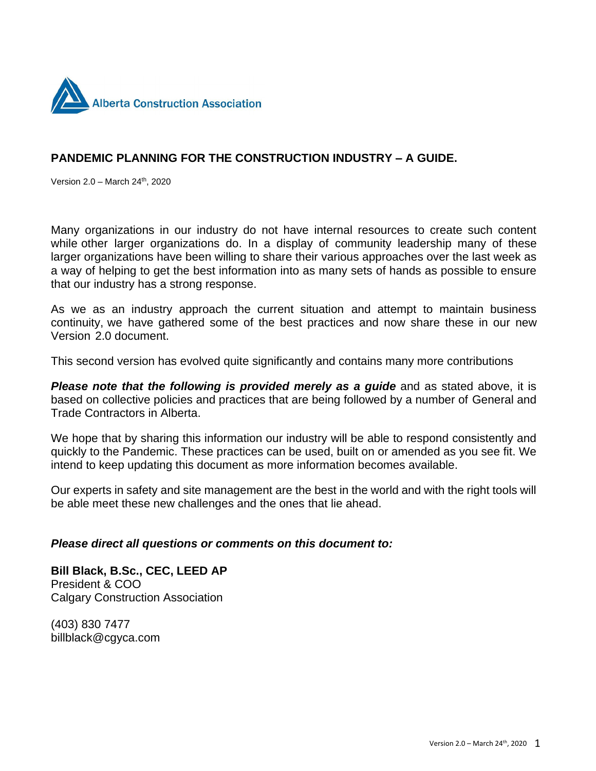Alberta Construction Association

## PANDEMIC PLANNING FOR THE CONSTRUCTION INDUSTRY – A GUIDE.

Version 2.0 – March 24th, 2020

Many organizations in our industry do not have internal resources to create such content while other larger organizations do. In a display of community leadership many of these larger organizations have been willing to share their various approaches over the last week as a way of helping to get the best information into as many sets of hands as possible to ensure that our industry has a strong response.

As we as an industry approach the current situation and attempt to maintain business continuity, we have gathered some of the best practices and now share these in our new Version 2.0 document.

This second version has evolved quite significantly and contains many more contributions

***Please note that the following is provided merely as a guide*** and as stated above, it is based on collective policies and practices that are being followed by a number of General and Trade Contractors in Alberta.

We hope that by sharing this information our industry will be able to respond consistently and quickly to the Pandemic. These practices can be used, built on or amended as you see fit. We intend to keep updating this document as more information becomes available.

Our experts in safety and site management are the best in the world and with the right tools will be able meet these new challenges and the ones that lie ahead.

***Please direct all questions or comments on this document to:***

**Bill Black, B.Sc., CEC, LEED AP**
President & COO
Calgary Construction Association

(403) 830 7477
billblack@cgyca.com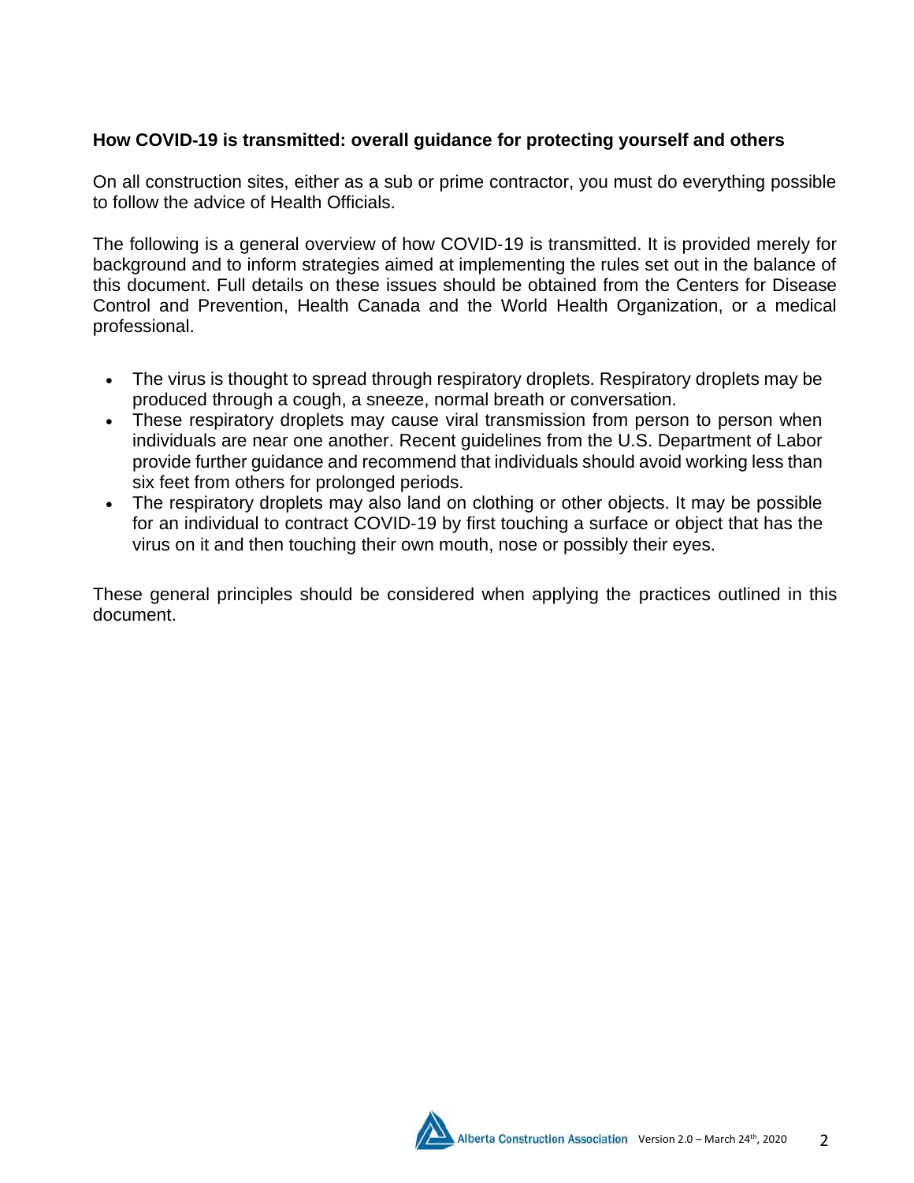**How COVID-19 is transmitted: overall guidance for protecting yourself and others**

On all construction sites, either as a sub or prime contractor, you must do everything possible to follow the advice of Health Officials.

The following is a general overview of how COVID-19 is transmitted. It is provided merely for background and to inform strategies aimed at implementing the rules set out in the balance of this document. Full details on these issues should be obtained from the Centers for Disease Control and Prevention, Health Canada and the World Health Organization, or a medical professional.

- The virus is thought to spread through respiratory droplets. Respiratory droplets may be produced through a cough, a sneeze, normal breath or conversation.
- These respiratory droplets may cause viral transmission from person to person when individuals are near one another. Recent guidelines from the U.S. Department of Labor provide further guidance and recommend that individuals should avoid working less than six feet from others for prolonged periods.
- The respiratory droplets may also land on clothing or other objects. It may be possible for an individual to contract COVID-19 by first touching a surface or object that has the virus on it and then touching their own mouth, nose or possibly their eyes.

These general principles should be considered when applying the practices outlined in this document.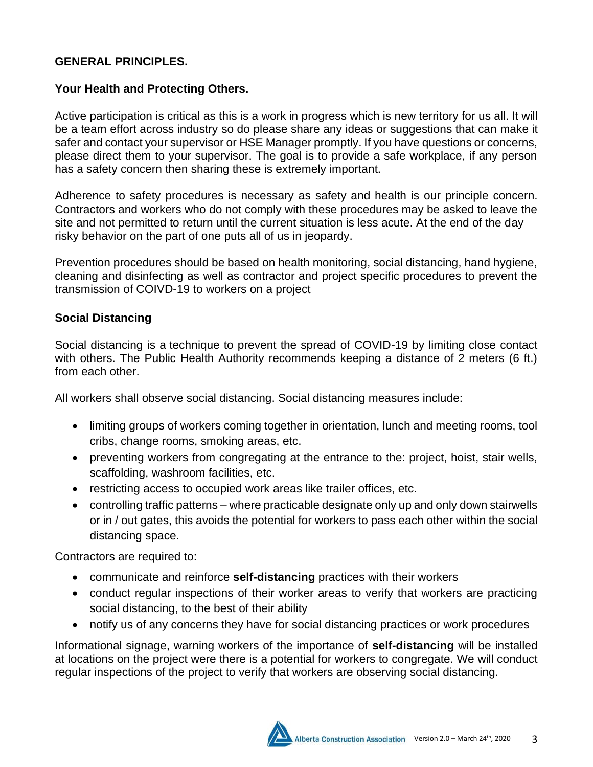## GENERAL PRINCIPLES.

### Your Health and Protecting Others.

Active participation is critical as this is a work in progress which is new territory for us all. It will be a team effort across industry so do please share any ideas or suggestions that can make it safer and contact your supervisor or HSE Manager promptly. If you have questions or concerns, please direct them to your supervisor. The goal is to provide a safe workplace, if any person has a safety concern then sharing these is extremely important.

Adherence to safety procedures is necessary as safety and health is our principle concern. Contractors and workers who do not comply with these procedures may be asked to leave the site and not permitted to return until the current situation is less acute. At the end of the day risky behavior on the part of one puts all of us in jeopardy.

Prevention procedures should be based on health monitoring, social distancing, hand hygiene, cleaning and disinfecting as well as contractor and project specific procedures to prevent the transmission of COIVD-19 to workers on a project

### Social Distancing

Social distancing is a technique to prevent the spread of COVID-19 by limiting close contact with others. The Public Health Authority recommends keeping a distance of 2 meters (6 ft.) from each other.

All workers shall observe social distancing. Social distancing measures include:

- limiting groups of workers coming together in orientation, lunch and meeting rooms, tool cribs, change rooms, smoking areas, etc.
- preventing workers from congregating at the entrance to the: project, hoist, stair wells, scaffolding, washroom facilities, etc.
- restricting access to occupied work areas like trailer offices, etc.
- controlling traffic patterns – where practicable designate only up and only down stairwells or in / out gates, this avoids the potential for workers to pass each other within the social distancing space.

Contractors are required to:

- communicate and reinforce **self-distancing** practices with their workers
- conduct regular inspections of their worker areas to verify that workers are practicing social distancing, to the best of their ability
- notify us of any concerns they have for social distancing practices or work procedures

Informational signage, warning workers of the importance of **self-distancing** will be installed at locations on the project were there is a potential for workers to congregate. We will conduct regular inspections of the project to verify that workers are observing social distancing.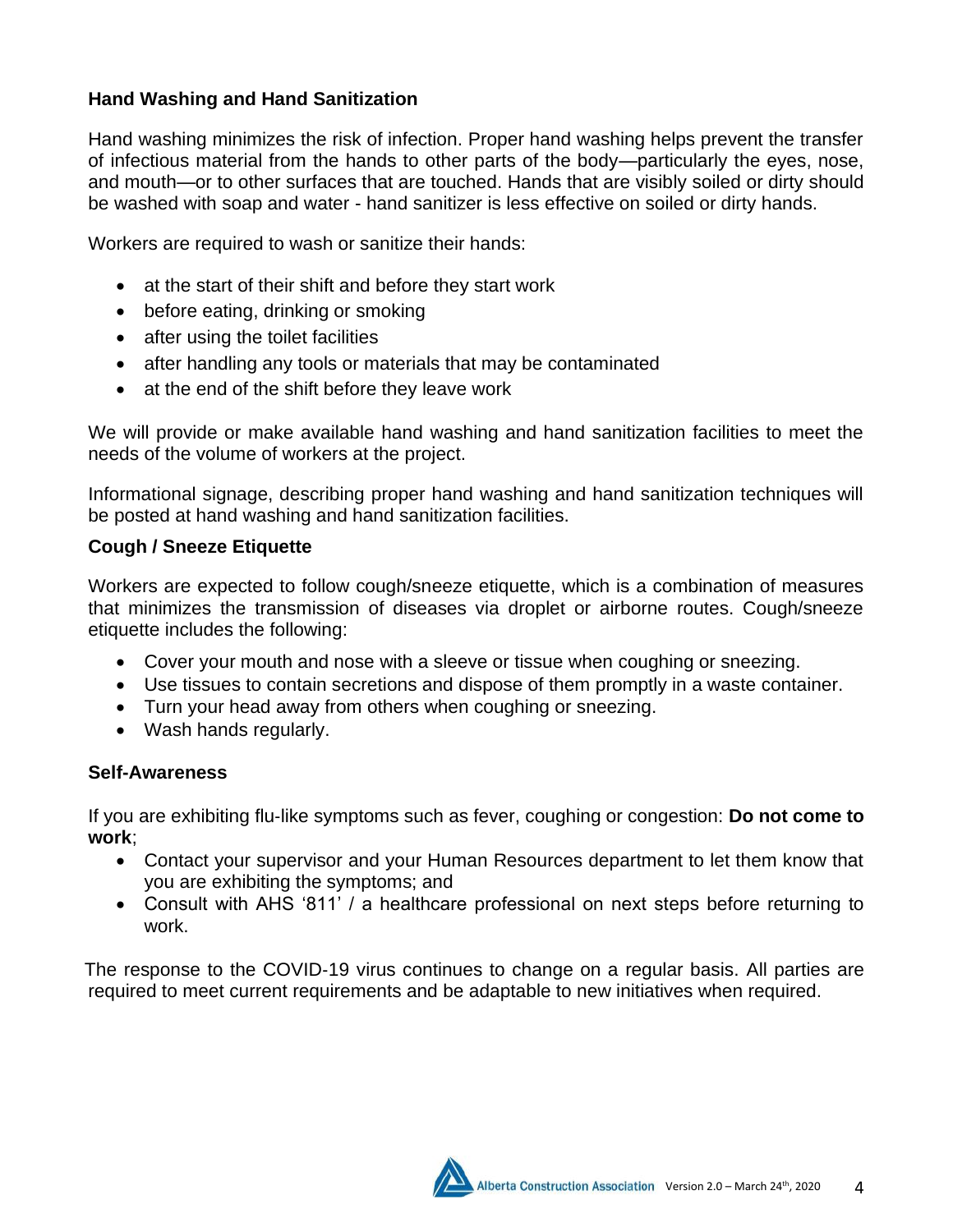**Hand Washing and Hand Sanitization**

Hand washing minimizes the risk of infection. Proper hand washing helps prevent the transfer of infectious material from the hands to other parts of the body—particularly the eyes, nose, and mouth—or to other surfaces that are touched. Hands that are visibly soiled or dirty should be washed with soap and water - hand sanitizer is less effective on soiled or dirty hands.

Workers are required to wash or sanitize their hands:

- at the start of their shift and before they start work
- before eating, drinking or smoking
- after using the toilet facilities
- after handling any tools or materials that may be contaminated
- at the end of the shift before they leave work

We will provide or make available hand washing and hand sanitization facilities to meet the needs of the volume of workers at the project.

Informational signage, describing proper hand washing and hand sanitization techniques will be posted at hand washing and hand sanitization facilities.

**Cough / Sneeze Etiquette**

Workers are expected to follow cough/sneeze etiquette, which is a combination of measures that minimizes the transmission of diseases via droplet or airborne routes. Cough/sneeze etiquette includes the following:

- Cover your mouth and nose with a sleeve or tissue when coughing or sneezing.
- Use tissues to contain secretions and dispose of them promptly in a waste container.
- Turn your head away from others when coughing or sneezing.
- Wash hands regularly.

**Self-Awareness**

If you are exhibiting flu-like symptoms such as fever, coughing or congestion: **Do not come to work**;

- Contact your supervisor and your Human Resources department to let them know that you are exhibiting the symptoms; and
- Consult with AHS '811' / a healthcare professional on next steps before returning to work.

The response to the COVID-19 virus continues to change on a regular basis. All parties are required to meet current requirements and be adaptable to new initiatives when required.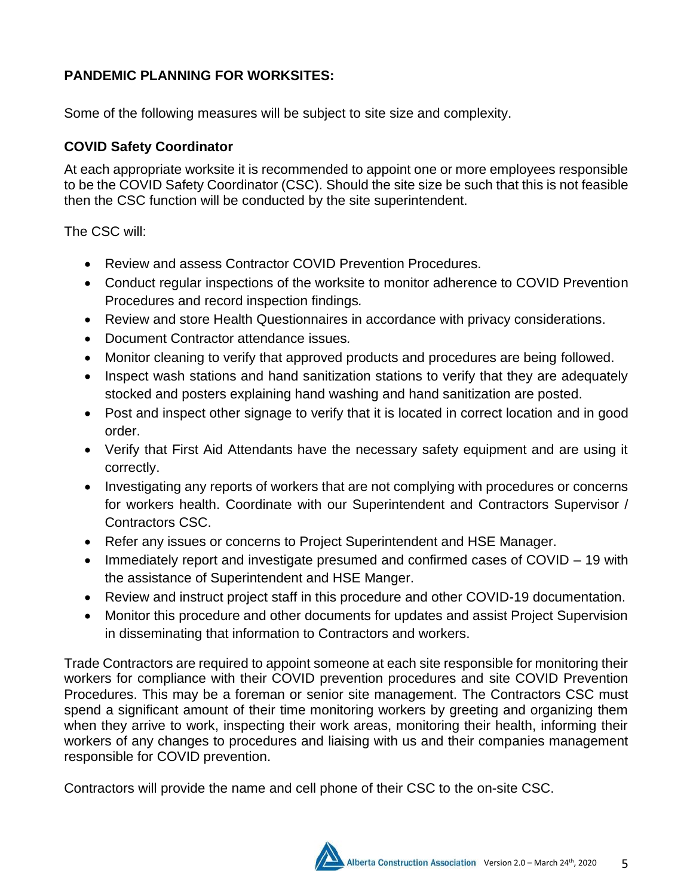## PANDEMIC PLANNING FOR WORKSITES:

Some of the following measures will be subject to site size and complexity.

### COVID Safety Coordinator

At each appropriate worksite it is recommended to appoint one or more employees responsible to be the COVID Safety Coordinator (CSC). Should the site size be such that this is not feasible then the CSC function will be conducted by the site superintendent.

The CSC will:

- Review and assess Contractor COVID Prevention Procedures.
- Conduct regular inspections of the worksite to monitor adherence to COVID Prevention Procedures and record inspection findings.
- Review and store Health Questionnaires in accordance with privacy considerations.
- Document Contractor attendance issues.
- Monitor cleaning to verify that approved products and procedures are being followed.
- Inspect wash stations and hand sanitization stations to verify that they are adequately stocked and posters explaining hand washing and hand sanitization are posted.
- Post and inspect other signage to verify that it is located in correct location and in good order.
- Verify that First Aid Attendants have the necessary safety equipment and are using it correctly.
- Investigating any reports of workers that are not complying with procedures or concerns for workers health. Coordinate with our Superintendent and Contractors Supervisor / Contractors CSC.
- Refer any issues or concerns to Project Superintendent and HSE Manager.
- Immediately report and investigate presumed and confirmed cases of COVID – 19 with the assistance of Superintendent and HSE Manger.
- Review and instruct project staff in this procedure and other COVID-19 documentation.
- Monitor this procedure and other documents for updates and assist Project Supervision in disseminating that information to Contractors and workers.

Trade Contractors are required to appoint someone at each site responsible for monitoring their workers for compliance with their COVID prevention procedures and site COVID Prevention Procedures. This may be a foreman or senior site management. The Contractors CSC must spend a significant amount of their time monitoring workers by greeting and organizing them when they arrive to work, inspecting their work areas, monitoring their health, informing their workers of any changes to procedures and liaising with us and their companies management responsible for COVID prevention.

Contractors will provide the name and cell phone of their CSC to the on-site CSC.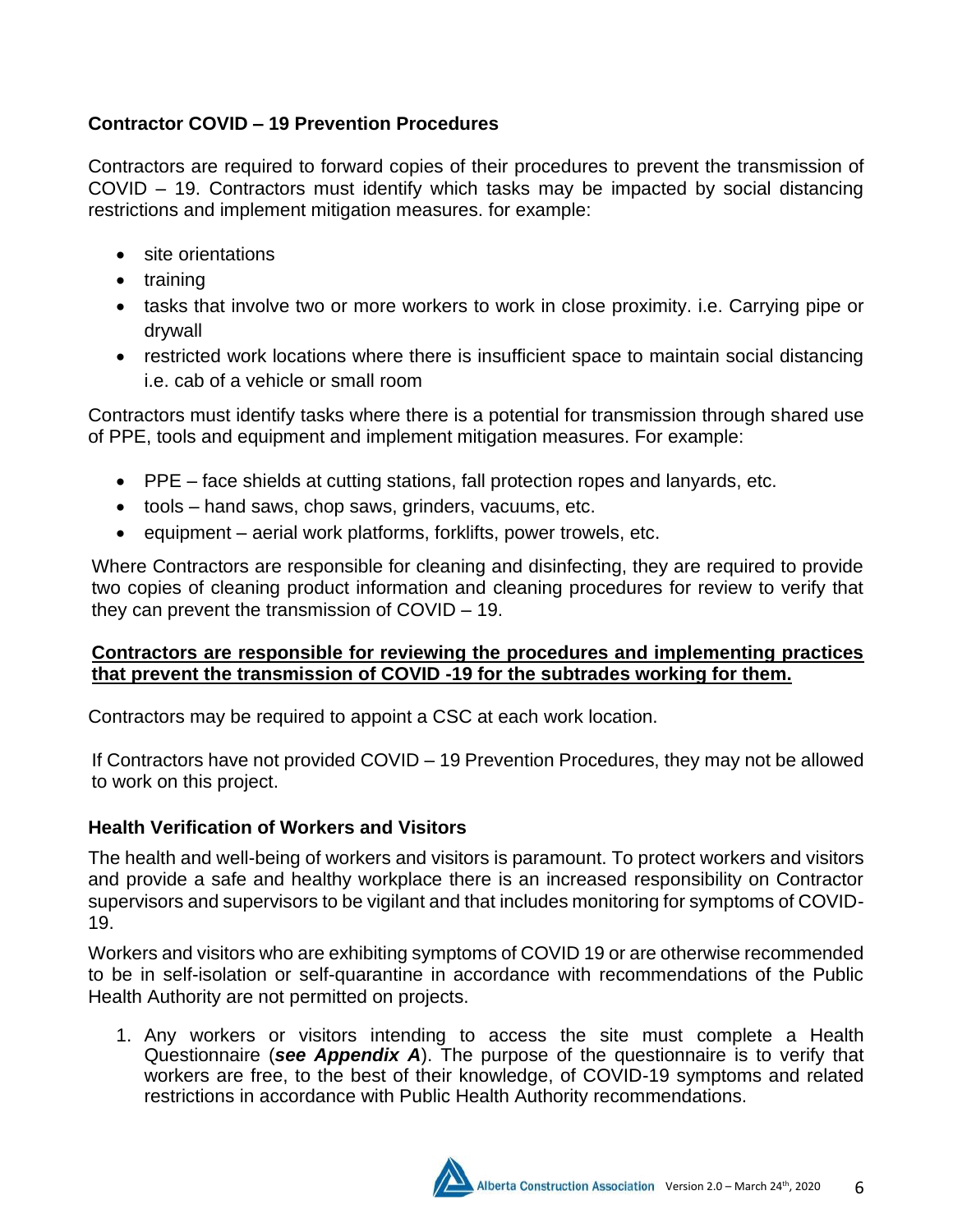### Contractor COVID – 19 Prevention Procedures

Contractors are required to forward copies of their procedures to prevent the transmission of COVID – 19. Contractors must identify which tasks may be impacted by social distancing restrictions and implement mitigation measures. for example:

- site orientations
- training
- tasks that involve two or more workers to work in close proximity. i.e. Carrying pipe or drywall
- restricted work locations where there is insufficient space to maintain social distancing i.e. cab of a vehicle or small room

Contractors must identify tasks where there is a potential for transmission through shared use of PPE, tools and equipment and implement mitigation measures. For example:

- PPE – face shields at cutting stations, fall protection ropes and lanyards, etc.
- tools – hand saws, chop saws, grinders, vacuums, etc.
- equipment – aerial work platforms, forklifts, power trowels, etc.

Where Contractors are responsible for cleaning and disinfecting, they are required to provide two copies of cleaning product information and cleaning procedures for review to verify that they can prevent the transmission of COVID – 19.

**Contractors are responsible for reviewing the procedures and implementing practices that prevent the transmission of COVID -19 for the subtrades working for them.**

Contractors may be required to appoint a CSC at each work location.

If Contractors have not provided COVID – 19 Prevention Procedures, they may not be allowed to work on this project.

### Health Verification of Workers and Visitors

The health and well-being of workers and visitors is paramount. To protect workers and visitors and provide a safe and healthy workplace there is an increased responsibility on Contractor supervisors and supervisors to be vigilant and that includes monitoring for symptoms of COVID-19.

Workers and visitors who are exhibiting symptoms of COVID 19 or are otherwise recommended to be in self-isolation or self-quarantine in accordance with recommendations of the Public Health Authority are not permitted on projects.

1. Any workers or visitors intending to access the site must complete a Health Questionnaire (***see Appendix A***). The purpose of the questionnaire is to verify that workers are free, to the best of their knowledge, of COVID-19 symptoms and related restrictions in accordance with Public Health Authority recommendations.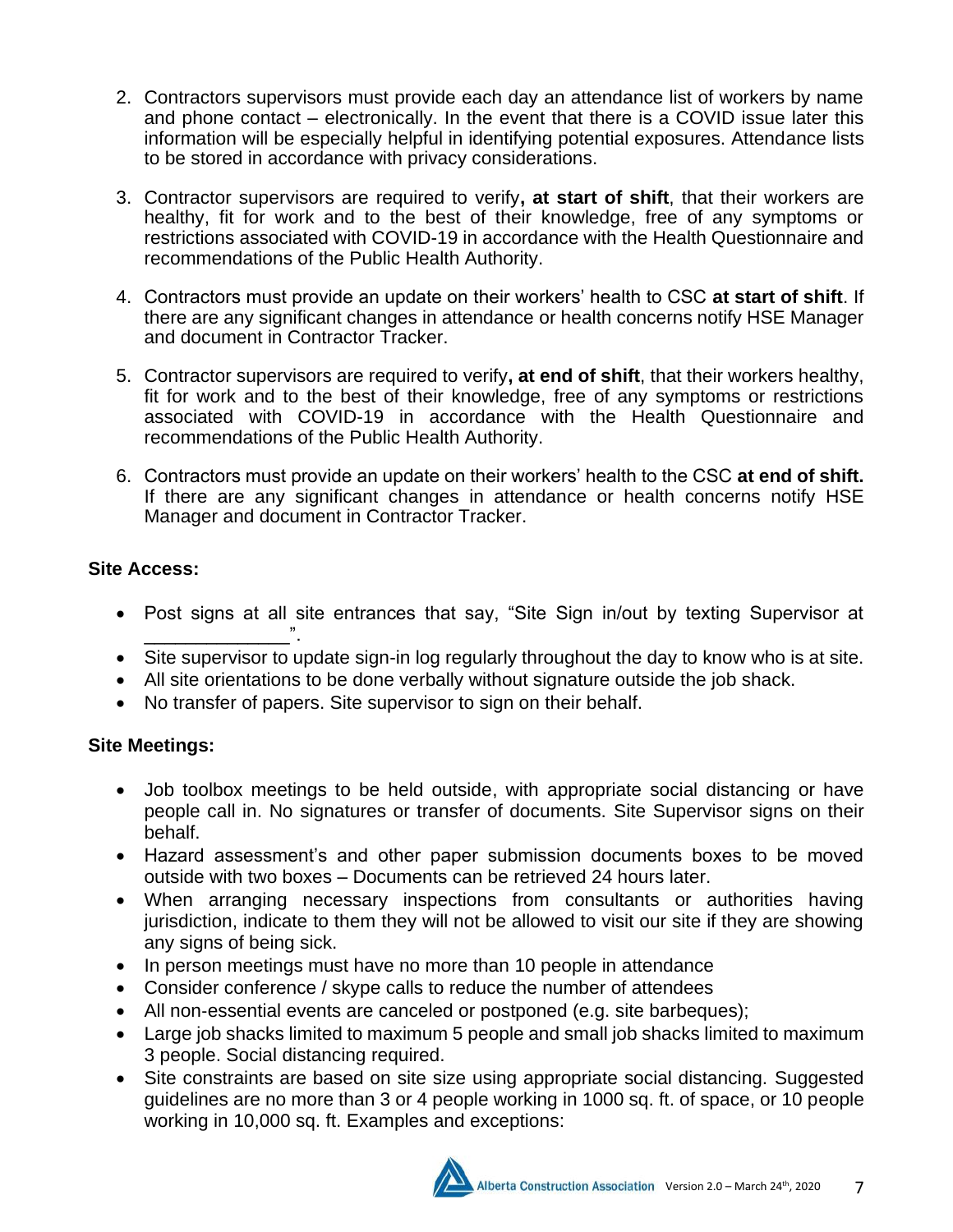2. Contractors supervisors must provide each day an attendance list of workers by name and phone contact – electronically. In the event that there is a COVID issue later this information will be especially helpful in identifying potential exposures. Attendance lists to be stored in accordance with privacy considerations.
3. Contractor supervisors are required to verify**, at start of shift**, that their workers are healthy, fit for work and to the best of their knowledge, free of any symptoms or restrictions associated with COVID-19 in accordance with the Health Questionnaire and recommendations of the Public Health Authority.
4. Contractors must provide an update on their workers' health to CSC **at start of shift**. If there are any significant changes in attendance or health concerns notify HSE Manager and document in Contractor Tracker.
5. Contractor supervisors are required to verify**, at end of shift**, that their workers healthy, fit for work and to the best of their knowledge, free of any symptoms or restrictions associated with COVID-19 in accordance with the Health Questionnaire and recommendations of the Public Health Authority.
6. Contractors must provide an update on their workers' health to the CSC **at end of shift.** If there are any significant changes in attendance or health concerns notify HSE Manager and document in Contractor Tracker.

**Site Access:**

- Post signs at all site entrances that say, "Site Sign in/out by texting Supervisor at _____________".
- Site supervisor to update sign-in log regularly throughout the day to know who is at site.
- All site orientations to be done verbally without signature outside the job shack.
- No transfer of papers. Site supervisor to sign on their behalf.

**Site Meetings:**

- Job toolbox meetings to be held outside, with appropriate social distancing or have people call in. No signatures or transfer of documents. Site Supervisor signs on their behalf.
- Hazard assessment's and other paper submission documents boxes to be moved outside with two boxes – Documents can be retrieved 24 hours later.
- When arranging necessary inspections from consultants or authorities having jurisdiction, indicate to them they will not be allowed to visit our site if they are showing any signs of being sick.
- In person meetings must have no more than 10 people in attendance
- Consider conference / skype calls to reduce the number of attendees
- All non-essential events are canceled or postponed (e.g. site barbeques);
- Large job shacks limited to maximum 5 people and small job shacks limited to maximum 3 people. Social distancing required.
- Site constraints are based on site size using appropriate social distancing. Suggested guidelines are no more than 3 or 4 people working in 1000 sq. ft. of space, or 10 people working in 10,000 sq. ft. Examples and exceptions: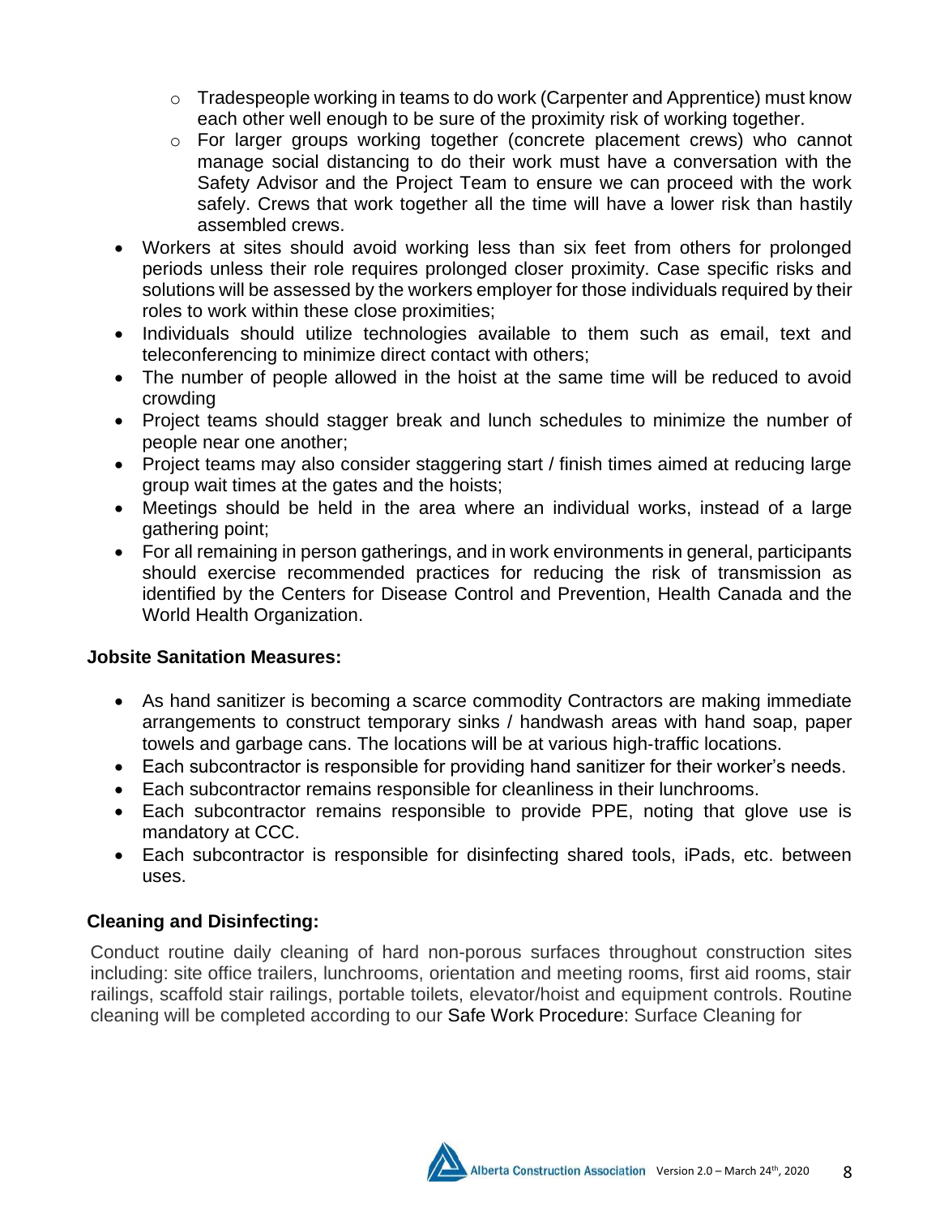- Tradespeople working in teams to do work (Carpenter and Apprentice) must know each other well enough to be sure of the proximity risk of working together.
  - For larger groups working together (concrete placement crews) who cannot manage social distancing to do their work must have a conversation with the Safety Advisor and the Project Team to ensure we can proceed with the work safely. Crews that work together all the time will have a lower risk than hastily assembled crews.
- Workers at sites should avoid working less than six feet from others for prolonged periods unless their role requires prolonged closer proximity. Case specific risks and solutions will be assessed by the workers employer for those individuals required by their roles to work within these close proximities;
- Individuals should utilize technologies available to them such as email, text and teleconferencing to minimize direct contact with others;
- The number of people allowed in the hoist at the same time will be reduced to avoid crowding
- Project teams should stagger break and lunch schedules to minimize the number of people near one another;
- Project teams may also consider staggering start / finish times aimed at reducing large group wait times at the gates and the hoists;
- Meetings should be held in the area where an individual works, instead of a large gathering point;
- For all remaining in person gatherings, and in work environments in general, participants should exercise recommended practices for reducing the risk of transmission as identified by the Centers for Disease Control and Prevention, Health Canada and the World Health Organization.

**Jobsite Sanitation Measures:**

- As hand sanitizer is becoming a scarce commodity Contractors are making immediate arrangements to construct temporary sinks / handwash areas with hand soap, paper towels and garbage cans. The locations will be at various high-traffic locations.
- Each subcontractor is responsible for providing hand sanitizer for their worker's needs.
- Each subcontractor remains responsible for cleanliness in their lunchrooms.
- Each subcontractor remains responsible to provide PPE, noting that glove use is mandatory at CCC.
- Each subcontractor is responsible for disinfecting shared tools, iPads, etc. between uses.

**Cleaning and Disinfecting:**

Conduct routine daily cleaning of hard non-porous surfaces throughout construction sites including: site office trailers, lunchrooms, orientation and meeting rooms, first aid rooms, stair railings, scaffold stair railings, portable toilets, elevator/hoist and equipment controls. Routine cleaning will be completed according to our Safe Work Procedure: Surface Cleaning for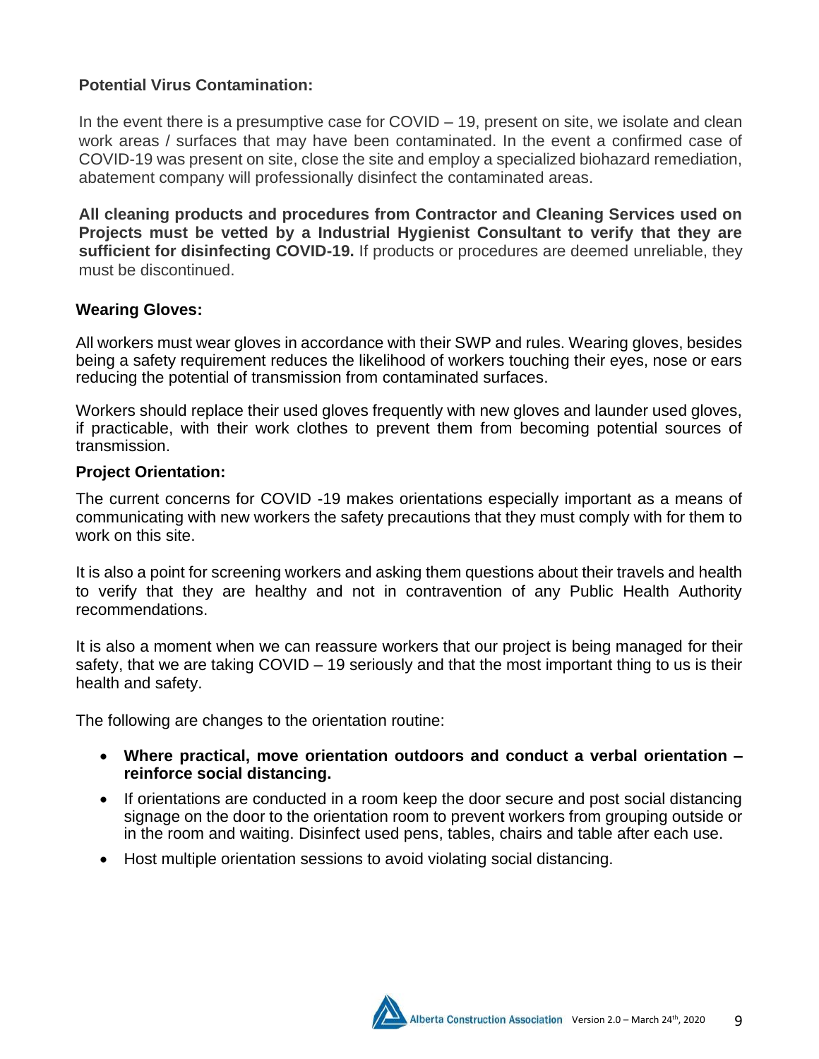**Potential Virus Contamination:**

In the event there is a presumptive case for COVID – 19, present on site, we isolate and clean work areas / surfaces that may have been contaminated. In the event a confirmed case of COVID-19 was present on site, close the site and employ a specialized biohazard remediation, abatement company will professionally disinfect the contaminated areas.

**All cleaning products and procedures from Contractor and Cleaning Services used on Projects must be vetted by a Industrial Hygienist Consultant to verify that they are sufficient for disinfecting COVID-19.** If products or procedures are deemed unreliable, they must be discontinued.

**Wearing Gloves:**

All workers must wear gloves in accordance with their SWP and rules. Wearing gloves, besides being a safety requirement reduces the likelihood of workers touching their eyes, nose or ears reducing the potential of transmission from contaminated surfaces.

Workers should replace their used gloves frequently with new gloves and launder used gloves, if practicable, with their work clothes to prevent them from becoming potential sources of transmission.

**Project Orientation:**

The current concerns for COVID -19 makes orientations especially important as a means of communicating with new workers the safety precautions that they must comply with for them to work on this site.

It is also a point for screening workers and asking them questions about their travels and health to verify that they are healthy and not in contravention of any Public Health Authority recommendations.

It is also a moment when we can reassure workers that our project is being managed for their safety, that we are taking COVID – 19 seriously and that the most important thing to us is their health and safety.

The following are changes to the orientation routine:

- **Where practical, move orientation outdoors and conduct a verbal orientation – reinforce social distancing.**
- If orientations are conducted in a room keep the door secure and post social distancing signage on the door to the orientation room to prevent workers from grouping outside or in the room and waiting. Disinfect used pens, tables, chairs and table after each use.
- Host multiple orientation sessions to avoid violating social distancing.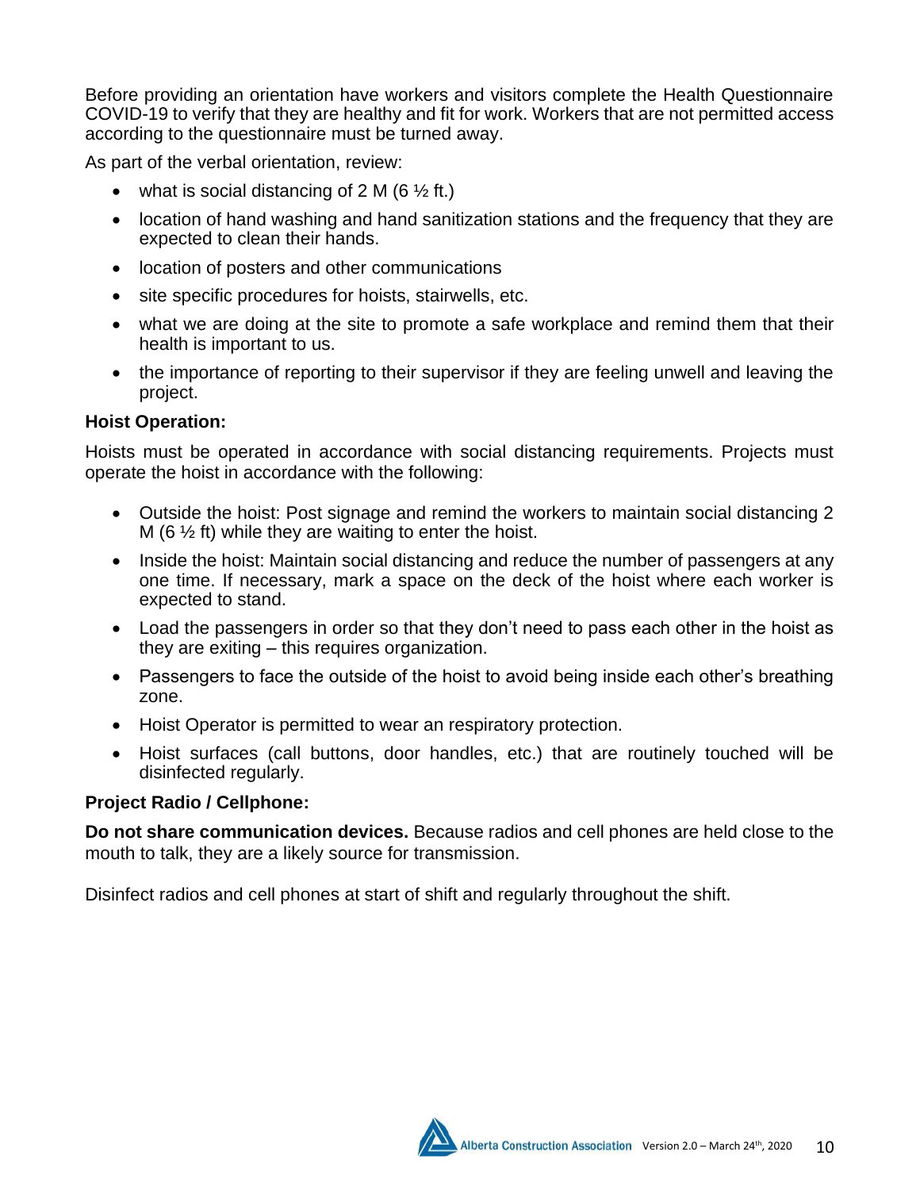Before providing an orientation have workers and visitors complete the Health Questionnaire COVID-19 to verify that they are healthy and fit for work. Workers that are not permitted access according to the questionnaire must be turned away.

As part of the verbal orientation, review:

- what is social distancing of 2 M (6 ½ ft.)
- location of hand washing and hand sanitization stations and the frequency that they are expected to clean their hands.
- location of posters and other communications
- site specific procedures for hoists, stairwells, etc.
- what we are doing at the site to promote a safe workplace and remind them that their health is important to us.
- the importance of reporting to their supervisor if they are feeling unwell and leaving the project.

**Hoist Operation:**

Hoists must be operated in accordance with social distancing requirements. Projects must operate the hoist in accordance with the following:

- Outside the hoist: Post signage and remind the workers to maintain social distancing 2 M (6 ½ ft) while they are waiting to enter the hoist.
- Inside the hoist: Maintain social distancing and reduce the number of passengers at any one time. If necessary, mark a space on the deck of the hoist where each worker is expected to stand.
- Load the passengers in order so that they don't need to pass each other in the hoist as they are exiting – this requires organization.
- Passengers to face the outside of the hoist to avoid being inside each other's breathing zone.
- Hoist Operator is permitted to wear an respiratory protection.
- Hoist surfaces (call buttons, door handles, etc.) that are routinely touched will be disinfected regularly.

**Project Radio / Cellphone:**

**Do not share communication devices.** Because radios and cell phones are held close to the mouth to talk, they are a likely source for transmission.

Disinfect radios and cell phones at start of shift and regularly throughout the shift.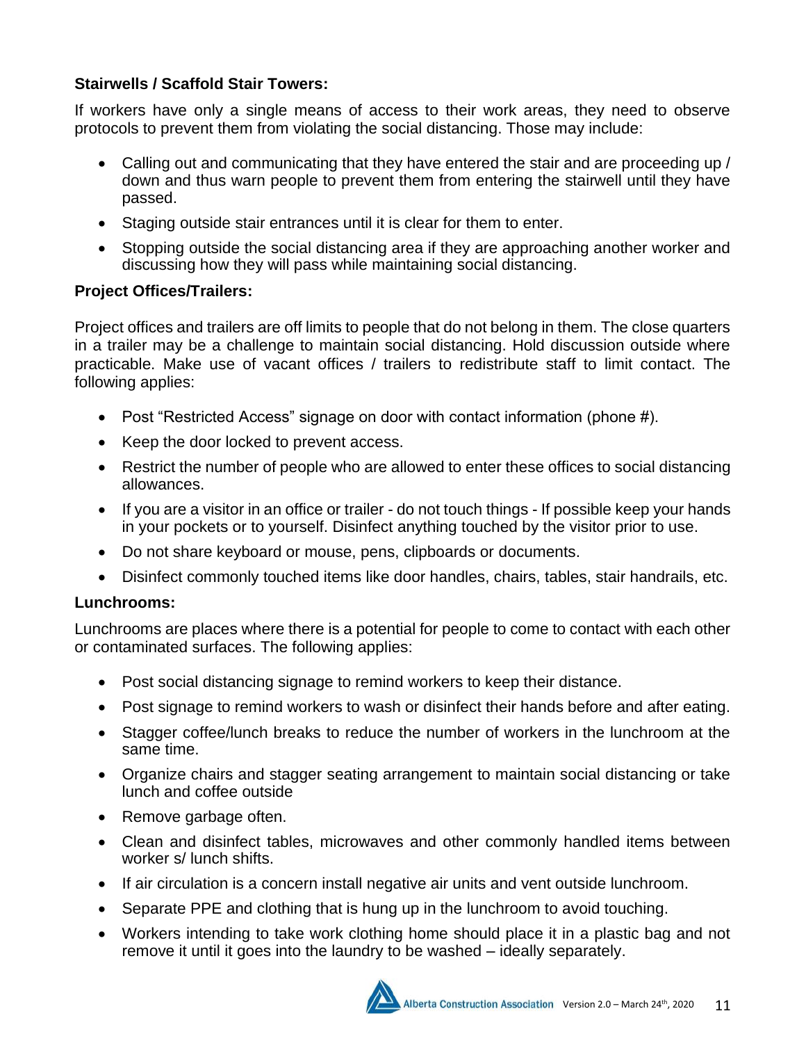**Stairwells / Scaffold Stair Towers:**

If workers have only a single means of access to their work areas, they need to observe protocols to prevent them from violating the social distancing. Those may include:

- Calling out and communicating that they have entered the stair and are proceeding up / down and thus warn people to prevent them from entering the stairwell until they have passed.
- Staging outside stair entrances until it is clear for them to enter.
- Stopping outside the social distancing area if they are approaching another worker and discussing how they will pass while maintaining social distancing.

**Project Offices/Trailers:**

Project offices and trailers are off limits to people that do not belong in them. The close quarters in a trailer may be a challenge to maintain social distancing. Hold discussion outside where practicable. Make use of vacant offices / trailers to redistribute staff to limit contact. The following applies:

- Post "Restricted Access" signage on door with contact information (phone #).
- Keep the door locked to prevent access.
- Restrict the number of people who are allowed to enter these offices to social distancing allowances.
- If you are a visitor in an office or trailer - do not touch things - If possible keep your hands in your pockets or to yourself. Disinfect anything touched by the visitor prior to use.
- Do not share keyboard or mouse, pens, clipboards or documents.
- Disinfect commonly touched items like door handles, chairs, tables, stair handrails, etc.

**Lunchrooms:**

Lunchrooms are places where there is a potential for people to come to contact with each other or contaminated surfaces. The following applies:

- Post social distancing signage to remind workers to keep their distance.
- Post signage to remind workers to wash or disinfect their hands before and after eating.
- Stagger coffee/lunch breaks to reduce the number of workers in the lunchroom at the same time.
- Organize chairs and stagger seating arrangement to maintain social distancing or take lunch and coffee outside
- Remove garbage often.
- Clean and disinfect tables, microwaves and other commonly handled items between worker s/ lunch shifts.
- If air circulation is a concern install negative air units and vent outside lunchroom.
- Separate PPE and clothing that is hung up in the lunchroom to avoid touching.
- Workers intending to take work clothing home should place it in a plastic bag and not remove it until it goes into the laundry to be washed – ideally separately.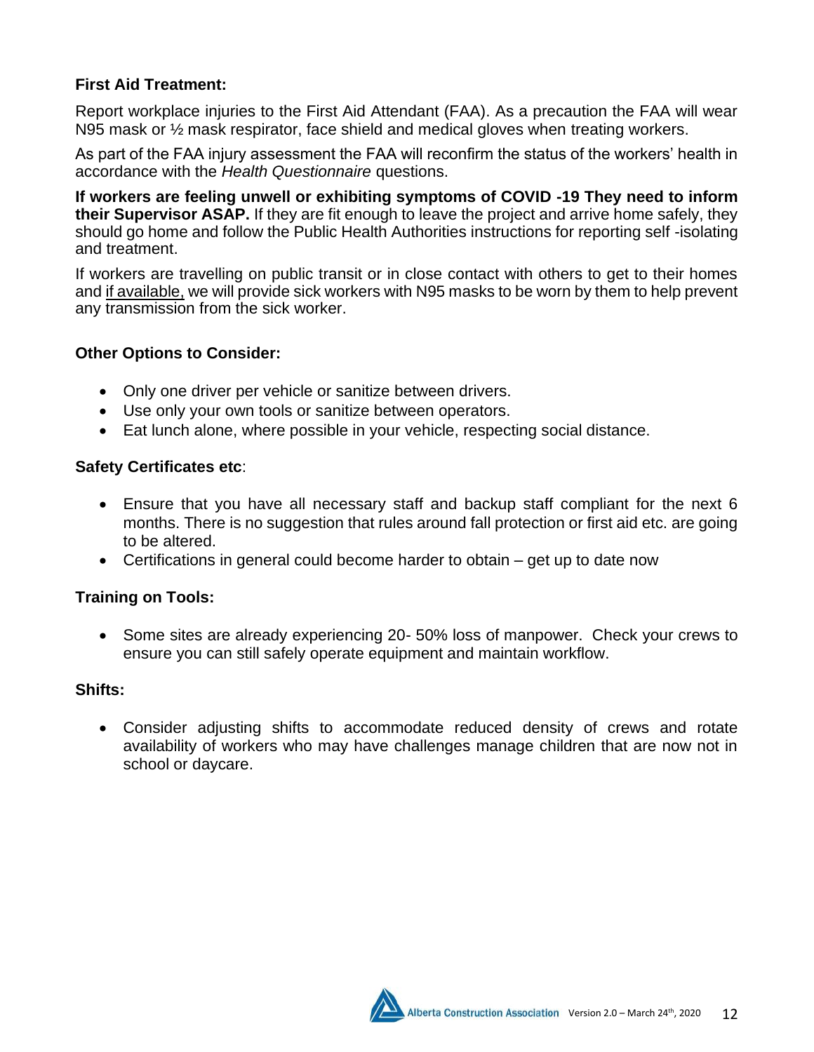**First Aid Treatment:**

Report workplace injuries to the First Aid Attendant (FAA). As a precaution the FAA will wear N95 mask or ½ mask respirator, face shield and medical gloves when treating workers.

As part of the FAA injury assessment the FAA will reconfirm the status of the workers' health in accordance with the *Health Questionnaire* questions.

**If workers are feeling unwell or exhibiting symptoms of COVID -19 They need to inform their Supervisor ASAP.** If they are fit enough to leave the project and arrive home safely, they should go home and follow the Public Health Authorities instructions for reporting self -isolating and treatment.

If workers are travelling on public transit or in close contact with others to get to their homes and <u>if available,</u> we will provide sick workers with N95 masks to be worn by them to help prevent any transmission from the sick worker.

**Other Options to Consider:**

- Only one driver per vehicle or sanitize between drivers.
- Use only your own tools or sanitize between operators.
- Eat lunch alone, where possible in your vehicle, respecting social distance.

**Safety Certificates etc**:

- Ensure that you have all necessary staff and backup staff compliant for the next 6 months. There is no suggestion that rules around fall protection or first aid etc. are going to be altered.
- Certifications in general could become harder to obtain – get up to date now

**Training on Tools:**

- Some sites are already experiencing 20- 50% loss of manpower. Check your crews to ensure you can still safely operate equipment and maintain workflow.

**Shifts:**

- Consider adjusting shifts to accommodate reduced density of crews and rotate availability of workers who may have challenges manage children that are now not in school or daycare.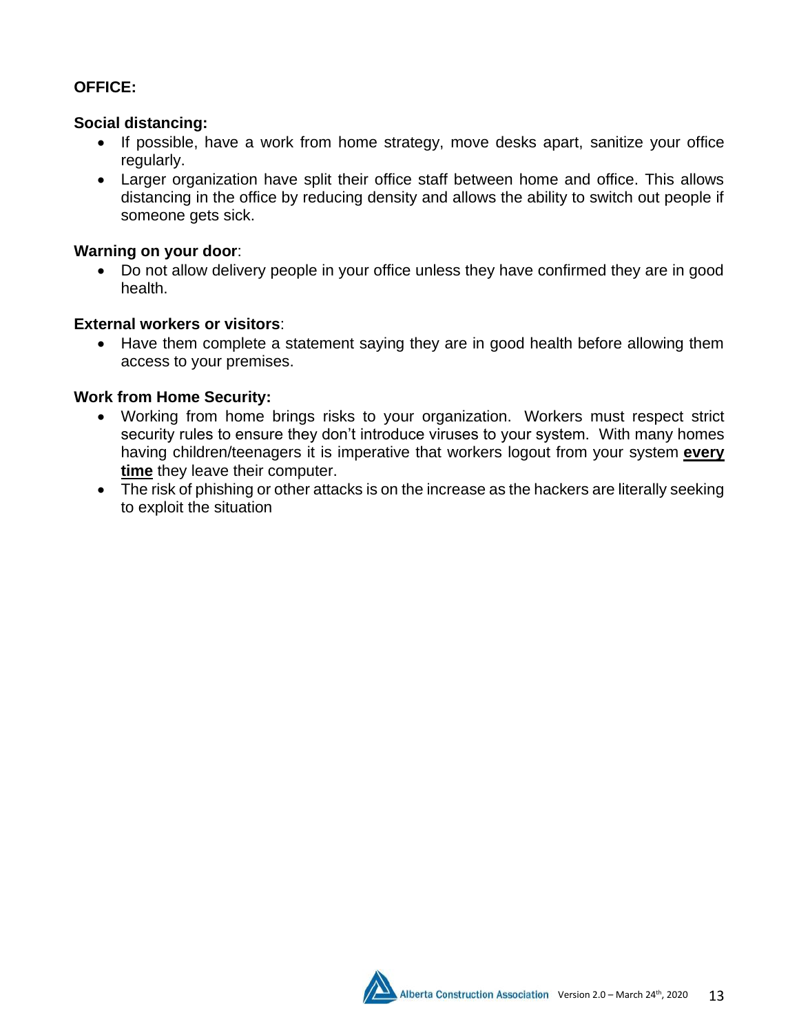**OFFICE:**

**Social distancing:**

- If possible, have a work from home strategy, move desks apart, sanitize your office regularly.
- Larger organization have split their office staff between home and office. This allows distancing in the office by reducing density and allows the ability to switch out people if someone gets sick.

**Warning on your door**:

- Do not allow delivery people in your office unless they have confirmed they are in good health.

**External workers or visitors**:

- Have them complete a statement saying they are in good health before allowing them access to your premises.

**Work from Home Security:**

- Working from home brings risks to your organization. Workers must respect strict security rules to ensure they don't introduce viruses to your system. With many homes having children/teenagers it is imperative that workers logout from your system <u>**every time**</u> they leave their computer.
- The risk of phishing or other attacks is on the increase as the hackers are literally seeking to exploit the situation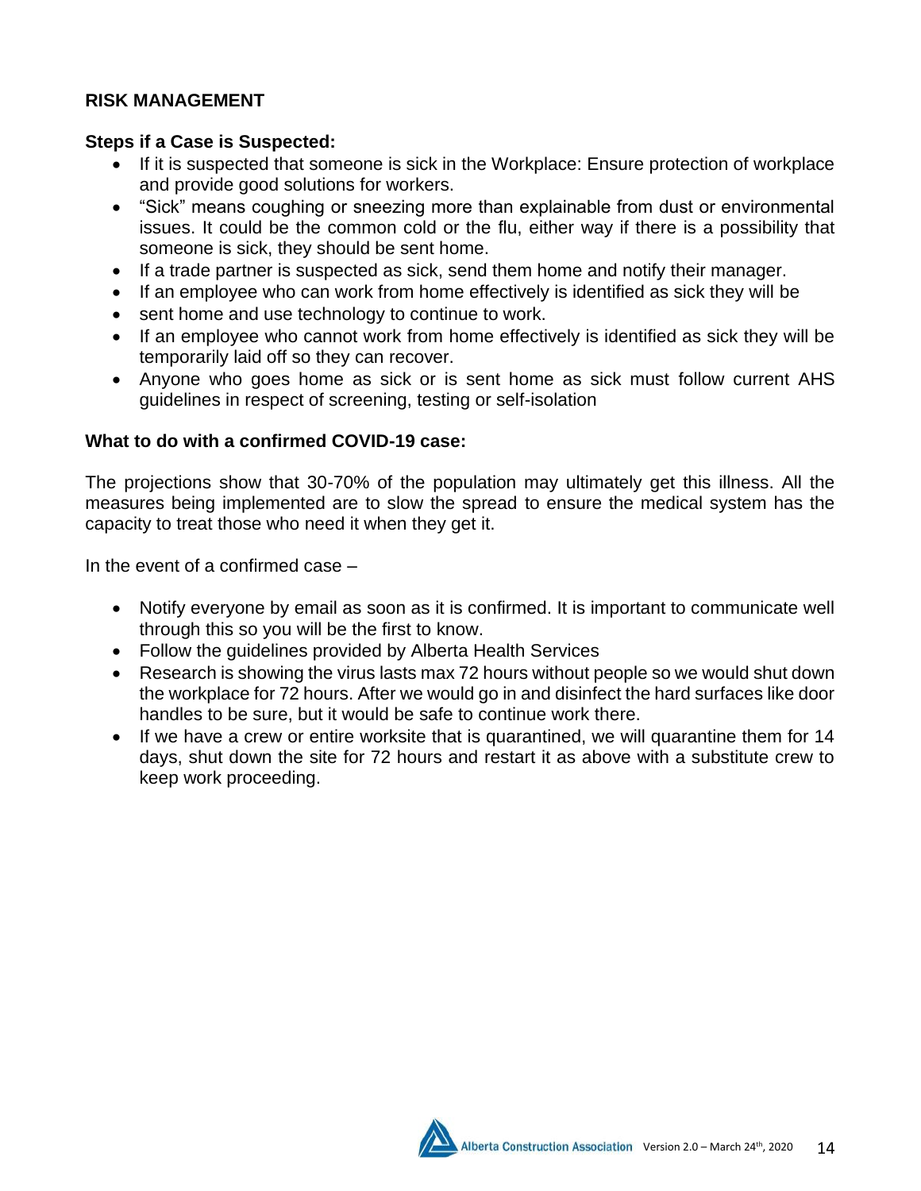**RISK MANAGEMENT**

**Steps if a Case is Suspected:**

- If it is suspected that someone is sick in the Workplace: Ensure protection of workplace and provide good solutions for workers.
- "Sick" means coughing or sneezing more than explainable from dust or environmental issues. It could be the common cold or the flu, either way if there is a possibility that someone is sick, they should be sent home.
- If a trade partner is suspected as sick, send them home and notify their manager.
- If an employee who can work from home effectively is identified as sick they will be
- sent home and use technology to continue to work.
- If an employee who cannot work from home effectively is identified as sick they will be temporarily laid off so they can recover.
- Anyone who goes home as sick or is sent home as sick must follow current AHS guidelines in respect of screening, testing or self-isolation

**What to do with a confirmed COVID-19 case:**

The projections show that 30-70% of the population may ultimately get this illness. All the measures being implemented are to slow the spread to ensure the medical system has the capacity to treat those who need it when they get it.

In the event of a confirmed case –

- Notify everyone by email as soon as it is confirmed. It is important to communicate well through this so you will be the first to know.
- Follow the guidelines provided by Alberta Health Services
- Research is showing the virus lasts max 72 hours without people so we would shut down the workplace for 72 hours. After we would go in and disinfect the hard surfaces like door handles to be sure, but it would be safe to continue work there.
- If we have a crew or entire worksite that is quarantined, we will quarantine them for 14 days, shut down the site for 72 hours and restart it as above with a substitute crew to keep work proceeding.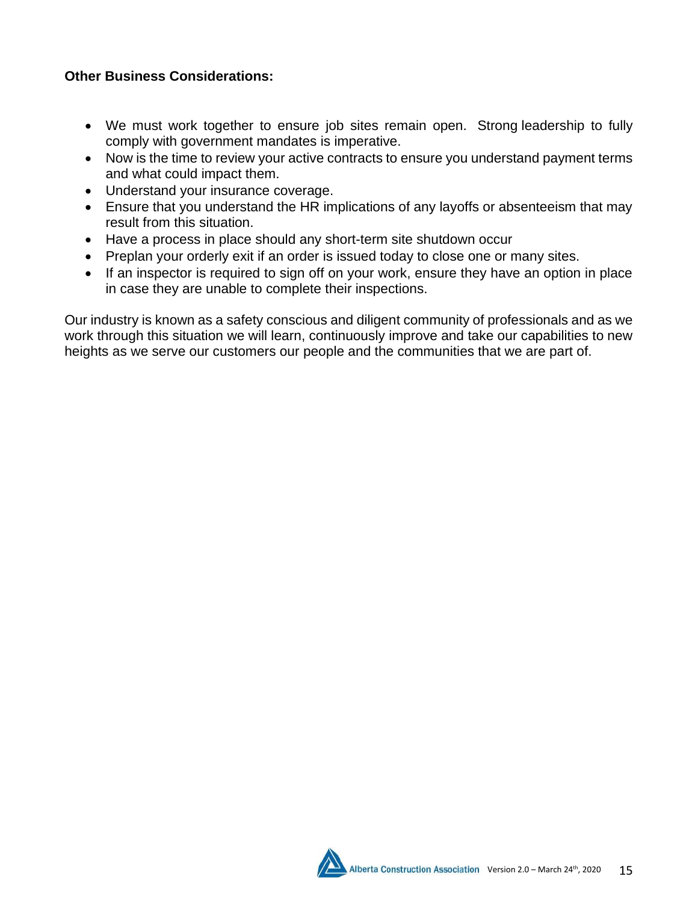**Other Business Considerations:**

- We must work together to ensure job sites remain open. Strong leadership to fully comply with government mandates is imperative.
- Now is the time to review your active contracts to ensure you understand payment terms and what could impact them.
- Understand your insurance coverage.
- Ensure that you understand the HR implications of any layoffs or absenteeism that may result from this situation.
- Have a process in place should any short-term site shutdown occur
- Preplan your orderly exit if an order is issued today to close one or many sites.
- If an inspector is required to sign off on your work, ensure they have an option in place in case they are unable to complete their inspections.

Our industry is known as a safety conscious and diligent community of professionals and as we work through this situation we will learn, continuously improve and take our capabilities to new heights as we serve our customers our people and the communities that we are part of.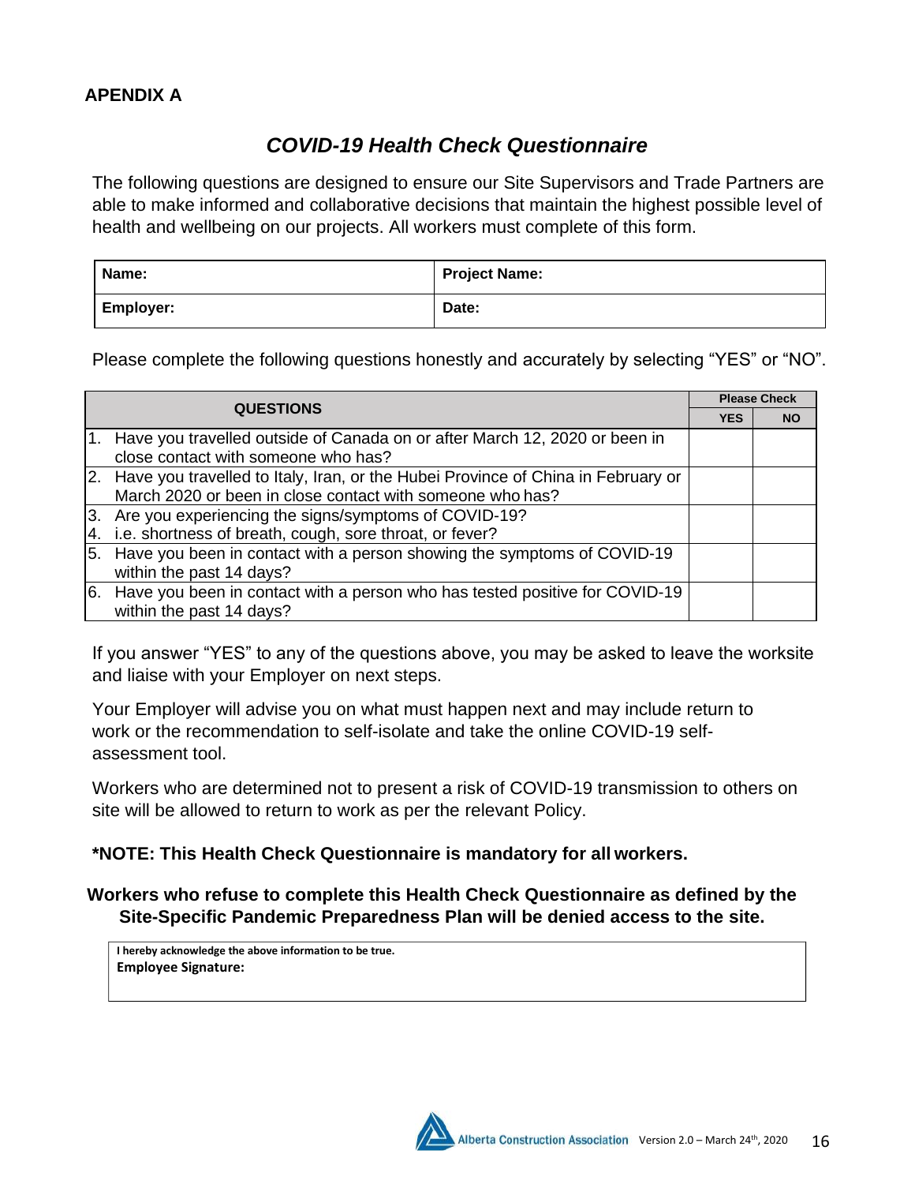## APENDIX A

## *COVID-19 Health Check Questionnaire*

The following questions are designed to ensure our Site Supervisors and Trade Partners are able to make informed and collaborative decisions that maintain the highest possible level of health and wellbeing on our projects. All workers must complete of this form.

| **Name:** | **Project Name:** |
|---|---|
| **Employer:** | **Date:** |

Please complete the following questions honestly and accurately by selecting "YES" or "NO".

| **QUESTIONS** | **Please Check** | |
|---|---|---|
| | **YES** | **NO** |
| 1. Have you travelled outside of Canada on or after March 12, 2020 or been in close contact with someone who has? | | |
| 2. Have you travelled to Italy, Iran, or the Hubei Province of China in February or March 2020 or been in close contact with someone who has? | | |
| 3. Are you experiencing the signs/symptoms of COVID-19?<br>4. i.e. shortness of breath, cough, sore throat, or fever? | | |
| 5. Have you been in contact with a person showing the symptoms of COVID-19 within the past 14 days? | | |
| 6. Have you been in contact with a person who has tested positive for COVID-19 within the past 14 days? | | |

If you answer "YES" to any of the questions above, you may be asked to leave the worksite and liaise with your Employer on next steps.

Your Employer will advise you on what must happen next and may include return to work or the recommendation to self-isolate and take the online COVID-19 self-assessment tool.

Workers who are determined not to present a risk of COVID-19 transmission to others on site will be allowed to return to work as per the relevant Policy.

**\*NOTE: This Health Check Questionnaire is mandatory for all workers.**

**Workers who refuse to complete this Health Check Questionnaire as defined by the Site-Specific Pandemic Preparedness Plan will be denied access to the site.**

| **I hereby acknowledge the above information to be true.**<br>**Employee Signature:** |
|---|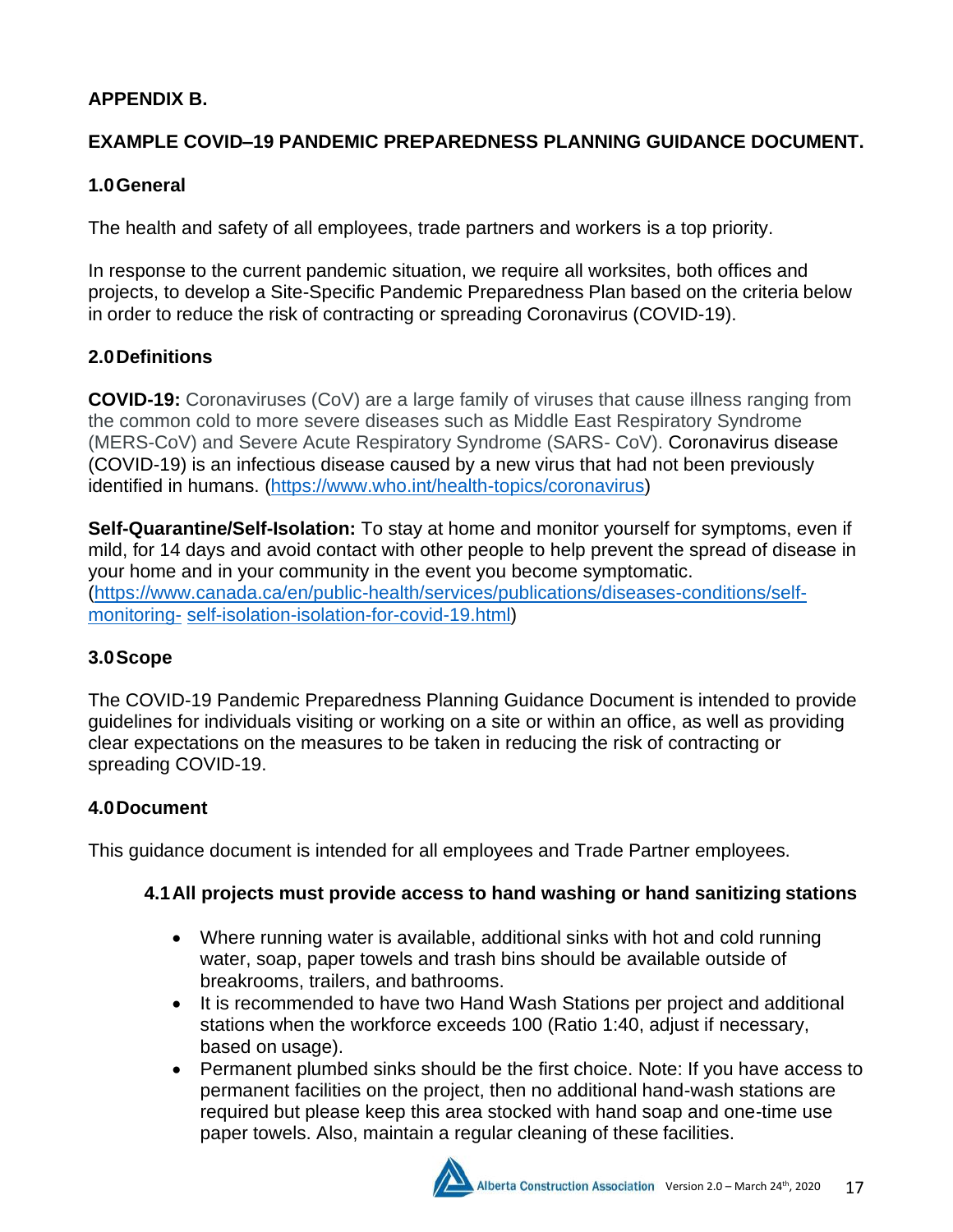## APPENDIX B.

## EXAMPLE COVID–19 PANDEMIC PREPAREDNESS PLANNING GUIDANCE DOCUMENT.

### 1.0 General

The health and safety of all employees, trade partners and workers is a top priority.

In response to the current pandemic situation, we require all worksites, both offices and projects, to develop a Site-Specific Pandemic Preparedness Plan based on the criteria below in order to reduce the risk of contracting or spreading Coronavirus (COVID-19).

### 2.0 Definitions

**COVID-19:** Coronaviruses (CoV) are a large family of viruses that cause illness ranging from the common cold to more severe diseases such as Middle East Respiratory Syndrome (MERS-CoV) and Severe Acute Respiratory Syndrome (SARS- CoV). Coronavirus disease (COVID-19) is an infectious disease caused by a new virus that had not been previously identified in humans. (https://www.who.int/health-topics/coronavirus)

**Self-Quarantine/Self-Isolation:** To stay at home and monitor yourself for symptoms, even if mild, for 14 days and avoid contact with other people to help prevent the spread of disease in your home and in your community in the event you become symptomatic. (https://www.canada.ca/en/public-health/services/publications/diseases-conditions/self-monitoring- self-isolation-isolation-for-covid-19.html)

### 3.0 Scope

The COVID-19 Pandemic Preparedness Planning Guidance Document is intended to provide guidelines for individuals visiting or working on a site or within an office, as well as providing clear expectations on the measures to be taken in reducing the risk of contracting or spreading COVID-19.

### 4.0 Document

This guidance document is intended for all employees and Trade Partner employees.

#### 4.1 All projects must provide access to hand washing or hand sanitizing stations

- Where running water is available, additional sinks with hot and cold running water, soap, paper towels and trash bins should be available outside of breakrooms, trailers, and bathrooms.
- It is recommended to have two Hand Wash Stations per project and additional stations when the workforce exceeds 100 (Ratio 1:40, adjust if necessary, based on usage).
- Permanent plumbed sinks should be the first choice. Note: If you have access to permanent facilities on the project, then no additional hand-wash stations are required but please keep this area stocked with hand soap and one-time use paper towels. Also, maintain a regular cleaning of these facilities.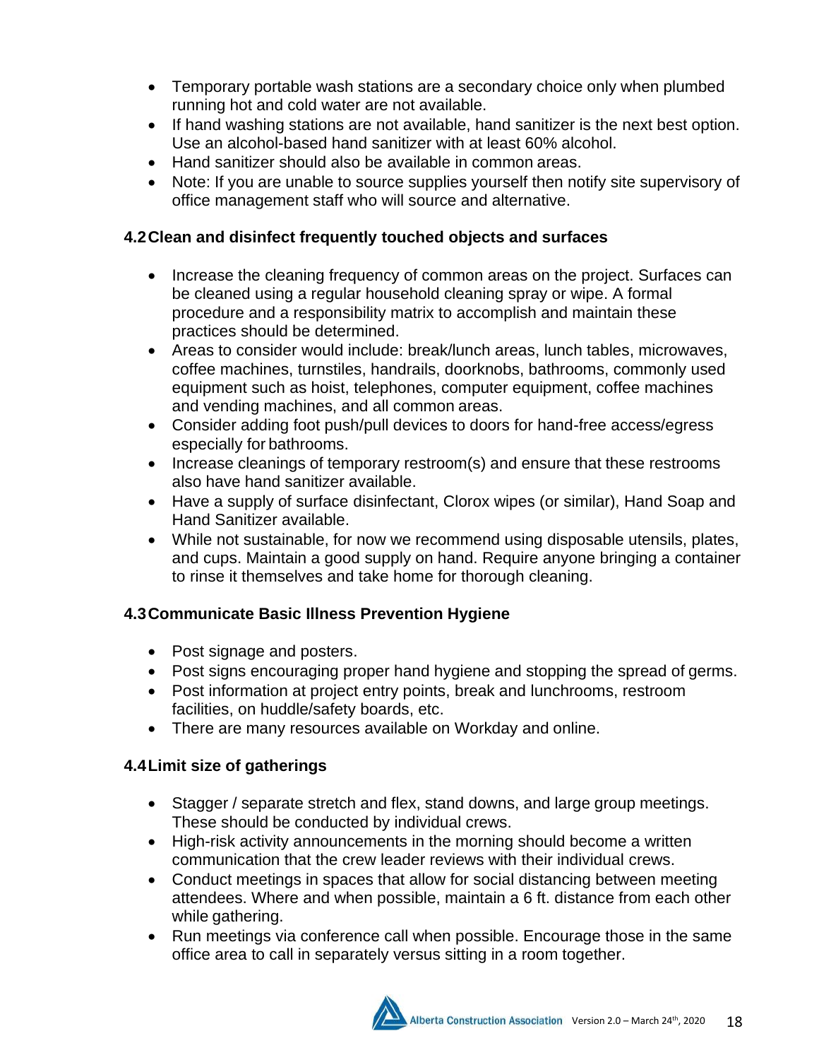- Temporary portable wash stations are a secondary choice only when plumbed running hot and cold water are not available.
- If hand washing stations are not available, hand sanitizer is the next best option. Use an alcohol-based hand sanitizer with at least 60% alcohol.
- Hand sanitizer should also be available in common areas.
- Note: If you are unable to source supplies yourself then notify site supervisory of office management staff who will source and alternative.

### 4.2 Clean and disinfect frequently touched objects and surfaces

- Increase the cleaning frequency of common areas on the project. Surfaces can be cleaned using a regular household cleaning spray or wipe. A formal procedure and a responsibility matrix to accomplish and maintain these practices should be determined.
- Areas to consider would include: break/lunch areas, lunch tables, microwaves, coffee machines, turnstiles, handrails, doorknobs, bathrooms, commonly used equipment such as hoist, telephones, computer equipment, coffee machines and vending machines, and all common areas.
- Consider adding foot push/pull devices to doors for hand-free access/egress especially for bathrooms.
- Increase cleanings of temporary restroom(s) and ensure that these restrooms also have hand sanitizer available.
- Have a supply of surface disinfectant, Clorox wipes (or similar), Hand Soap and Hand Sanitizer available.
- While not sustainable, for now we recommend using disposable utensils, plates, and cups. Maintain a good supply on hand. Require anyone bringing a container to rinse it themselves and take home for thorough cleaning.

### 4.3 Communicate Basic Illness Prevention Hygiene

- Post signage and posters.
- Post signs encouraging proper hand hygiene and stopping the spread of germs.
- Post information at project entry points, break and lunchrooms, restroom facilities, on huddle/safety boards, etc.
- There are many resources available on Workday and online.

### 4.4 Limit size of gatherings

- Stagger / separate stretch and flex, stand downs, and large group meetings. These should be conducted by individual crews.
- High-risk activity announcements in the morning should become a written communication that the crew leader reviews with their individual crews.
- Conduct meetings in spaces that allow for social distancing between meeting attendees. Where and when possible, maintain a 6 ft. distance from each other while gathering.
- Run meetings via conference call when possible. Encourage those in the same office area to call in separately versus sitting in a room together.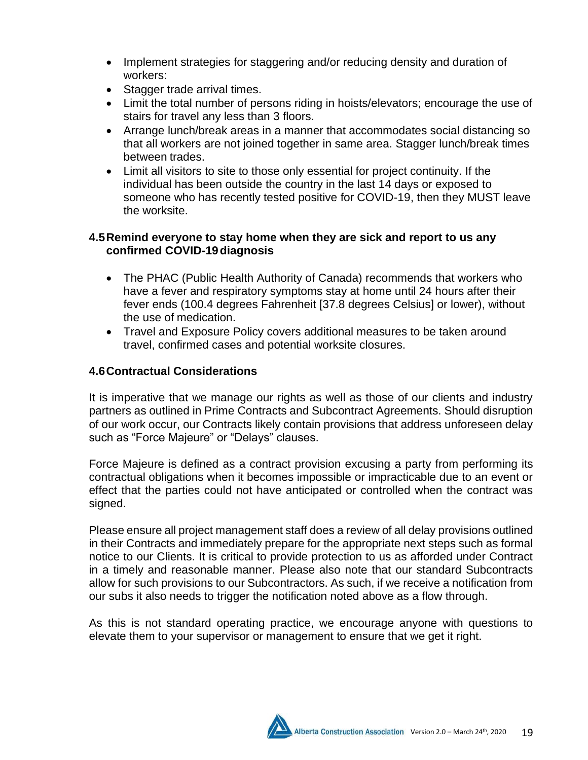- Implement strategies for staggering and/or reducing density and duration of workers:
- Stagger trade arrival times.
- Limit the total number of persons riding in hoists/elevators; encourage the use of stairs for travel any less than 3 floors.
- Arrange lunch/break areas in a manner that accommodates social distancing so that all workers are not joined together in same area. Stagger lunch/break times between trades.
- Limit all visitors to site to those only essential for project continuity. If the individual has been outside the country in the last 14 days or exposed to someone who has recently tested positive for COVID-19, then they MUST leave the worksite.

### 4.5 Remind everyone to stay home when they are sick and report to us any confirmed COVID-19 diagnosis

- The PHAC (Public Health Authority of Canada) recommends that workers who have a fever and respiratory symptoms stay at home until 24 hours after their fever ends (100.4 degrees Fahrenheit [37.8 degrees Celsius] or lower), without the use of medication.
- Travel and Exposure Policy covers additional measures to be taken around travel, confirmed cases and potential worksite closures.

### 4.6 Contractual Considerations

It is imperative that we manage our rights as well as those of our clients and industry partners as outlined in Prime Contracts and Subcontract Agreements. Should disruption of our work occur, our Contracts likely contain provisions that address unforeseen delay such as "Force Majeure" or "Delays" clauses.

Force Majeure is defined as a contract provision excusing a party from performing its contractual obligations when it becomes impossible or impracticable due to an event or effect that the parties could not have anticipated or controlled when the contract was signed.

Please ensure all project management staff does a review of all delay provisions outlined in their Contracts and immediately prepare for the appropriate next steps such as formal notice to our Clients. It is critical to provide protection to us as afforded under Contract in a timely and reasonable manner. Please also note that our standard Subcontracts allow for such provisions to our Subcontractors. As such, if we receive a notification from our subs it also needs to trigger the notification noted above as a flow through.

As this is not standard operating practice, we encourage anyone with questions to elevate them to your supervisor or management to ensure that we get it right.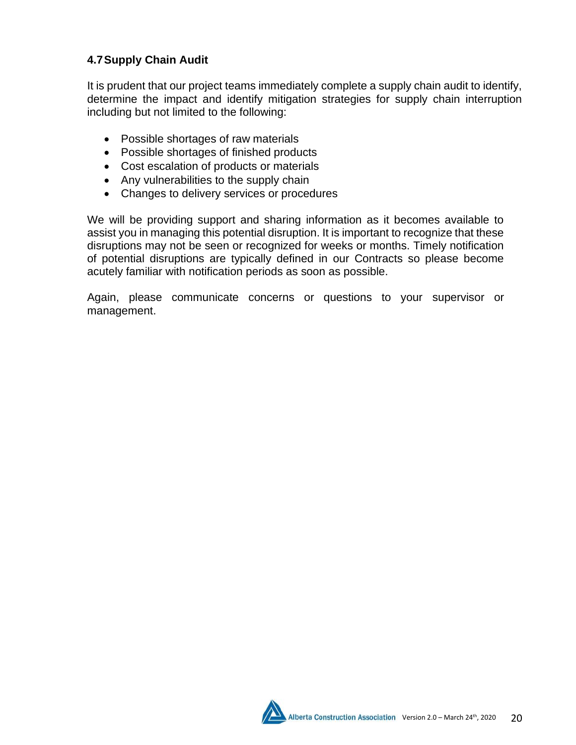### 4.7 Supply Chain Audit

It is prudent that our project teams immediately complete a supply chain audit to identify, determine the impact and identify mitigation strategies for supply chain interruption including but not limited to the following:

- Possible shortages of raw materials
- Possible shortages of finished products
- Cost escalation of products or materials
- Any vulnerabilities to the supply chain
- Changes to delivery services or procedures

We will be providing support and sharing information as it becomes available to assist you in managing this potential disruption. It is important to recognize that these disruptions may not be seen or recognized for weeks or months. Timely notification of potential disruptions are typically defined in our Contracts so please become acutely familiar with notification periods as soon as possible.

Again, please communicate concerns or questions to your supervisor or management.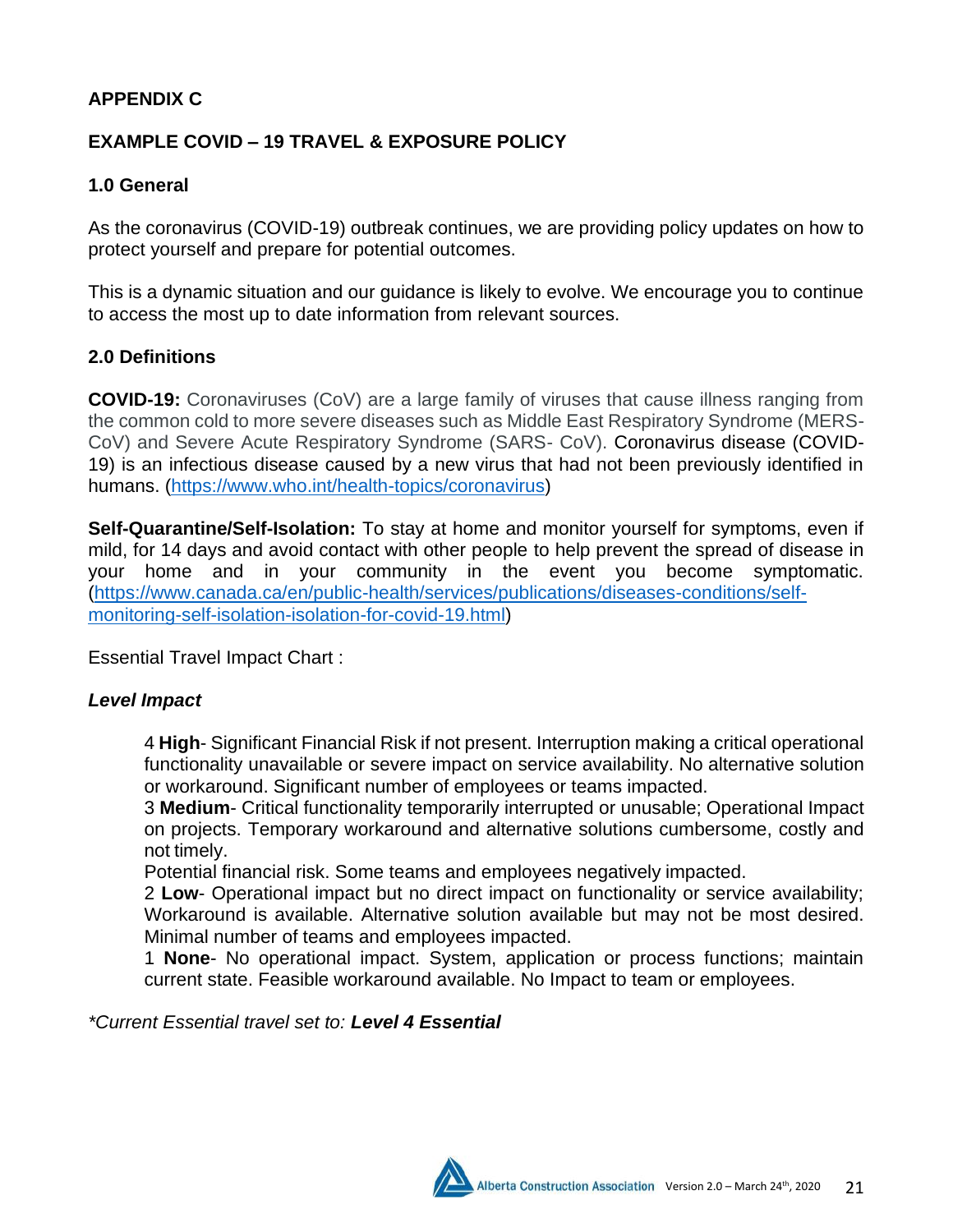## APPENDIX C

## EXAMPLE COVID – 19 TRAVEL & EXPOSURE POLICY

### 1.0 General

As the coronavirus (COVID-19) outbreak continues, we are providing policy updates on how to protect yourself and prepare for potential outcomes.

This is a dynamic situation and our guidance is likely to evolve. We encourage you to continue to access the most up to date information from relevant sources.

### 2.0 Definitions

**COVID-19:** Coronaviruses (CoV) are a large family of viruses that cause illness ranging from the common cold to more severe diseases such as Middle East Respiratory Syndrome (MERS-CoV) and Severe Acute Respiratory Syndrome (SARS- CoV). Coronavirus disease (COVID-19) is an infectious disease caused by a new virus that had not been previously identified in humans. (https://www.who.int/health-topics/coronavirus)

**Self-Quarantine/Self-Isolation:** To stay at home and monitor yourself for symptoms, even if mild, for 14 days and avoid contact with other people to help prevent the spread of disease in your home and in your community in the event you become symptomatic. (https://www.canada.ca/en/public-health/services/publications/diseases-conditions/self-monitoring-self-isolation-isolation-for-covid-19.html)

Essential Travel Impact Chart :

***Level Impact***

4 **High**- Significant Financial Risk if not present. Interruption making a critical operational functionality unavailable or severe impact on service availability. No alternative solution or workaround. Significant number of employees or teams impacted.
3 **Medium**- Critical functionality temporarily interrupted or unusable; Operational Impact on projects. Temporary workaround and alternative solutions cumbersome, costly and not timely.
Potential financial risk. Some teams and employees negatively impacted.
2 **Low**- Operational impact but no direct impact on functionality or service availability; Workaround is available. Alternative solution available but may not be most desired. Minimal number of teams and employees impacted.
1 **None**- No operational impact. System, application or process functions; maintain current state. Feasible workaround available. No Impact to team or employees.

*\*Current Essential travel set to:* ***Level 4 Essential***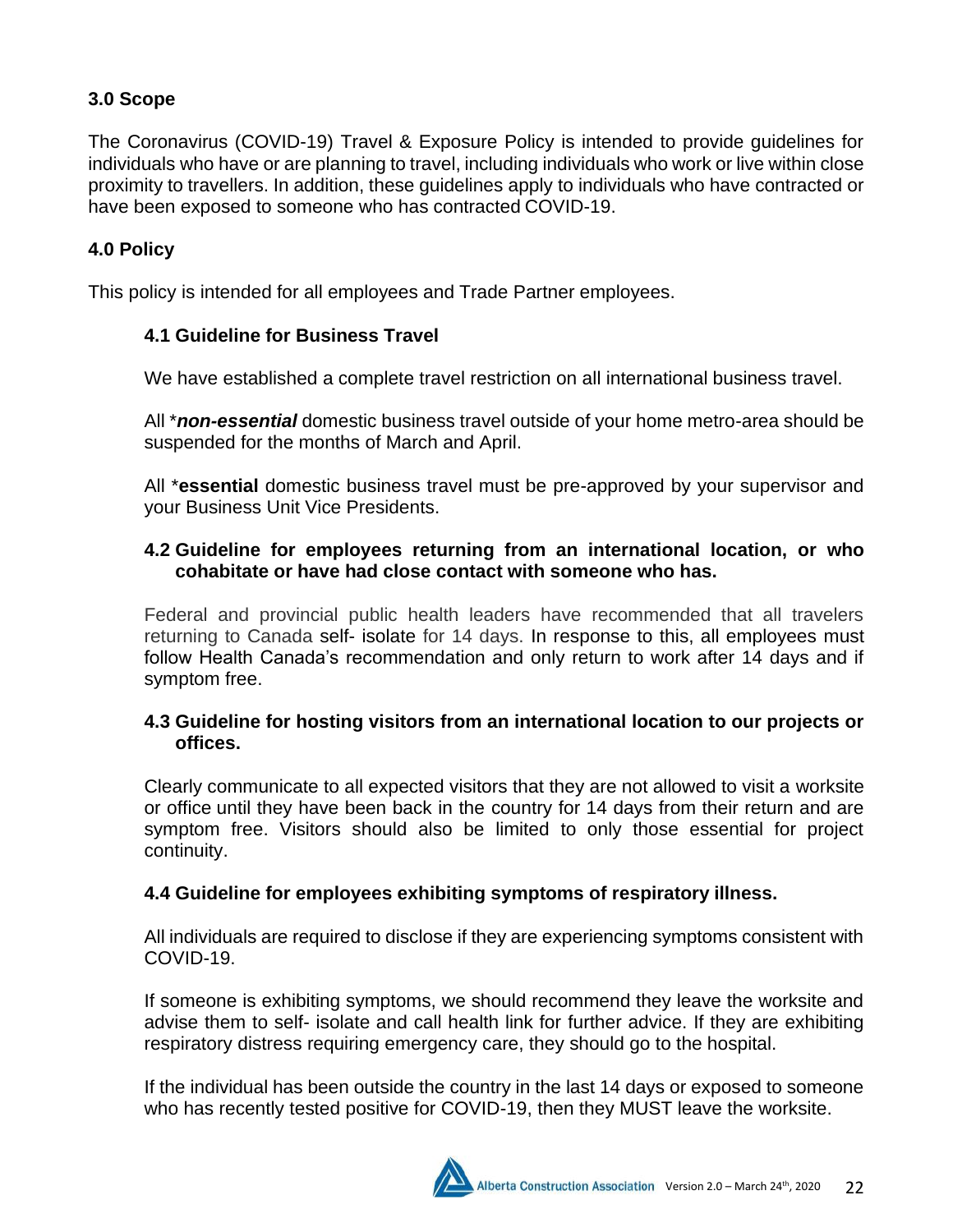## 3.0 Scope

The Coronavirus (COVID-19) Travel & Exposure Policy is intended to provide guidelines for individuals who have or are planning to travel, including individuals who work or live within close proximity to travellers. In addition, these guidelines apply to individuals who have contracted or have been exposed to someone who has contracted COVID-19.

## 4.0 Policy

This policy is intended for all employees and Trade Partner employees.

### 4.1 Guideline for Business Travel

We have established a complete travel restriction on all international business travel.

All ****non-essential*** domestic business travel outside of your home metro-area should be suspended for the months of March and April.

All ***essential** domestic business travel must be pre-approved by your supervisor and your Business Unit Vice Presidents.

### 4.2 Guideline for employees returning from an international location, or who cohabitate or have had close contact with someone who has.

Federal and provincial public health leaders have recommended that all travelers returning to Canada self- isolate for 14 days. In response to this, all employees must follow Health Canada's recommendation and only return to work after 14 days and if symptom free.

### 4.3 Guideline for hosting visitors from an international location to our projects or offices.

Clearly communicate to all expected visitors that they are not allowed to visit a worksite or office until they have been back in the country for 14 days from their return and are symptom free. Visitors should also be limited to only those essential for project continuity.

### 4.4 Guideline for employees exhibiting symptoms of respiratory illness.

All individuals are required to disclose if they are experiencing symptoms consistent with COVID-19.

If someone is exhibiting symptoms, we should recommend they leave the worksite and advise them to self- isolate and call health link for further advice. If they are exhibiting respiratory distress requiring emergency care, they should go to the hospital.

If the individual has been outside the country in the last 14 days or exposed to someone who has recently tested positive for COVID-19, then they MUST leave the worksite.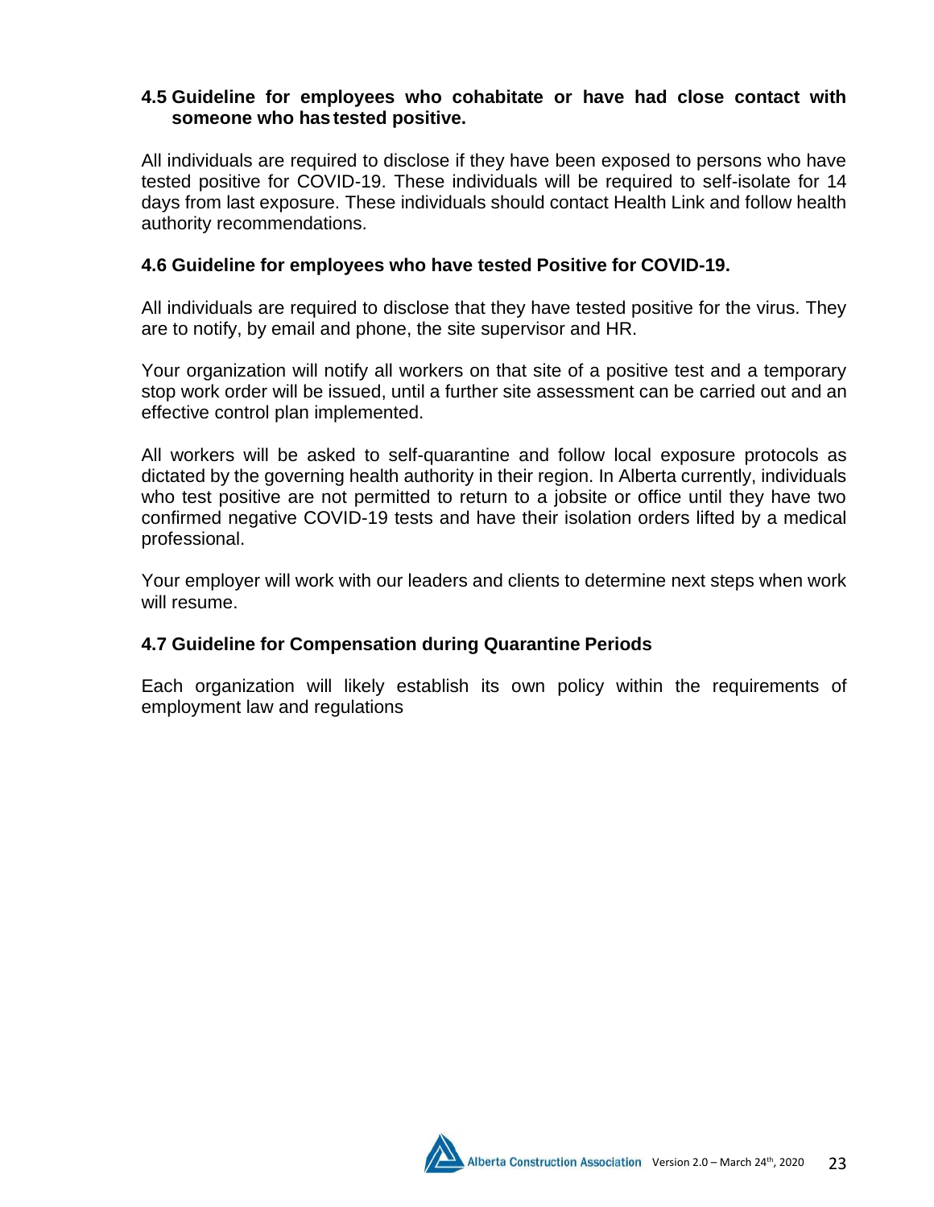### 4.5 Guideline for employees who cohabitate or have had close contact with someone who has tested positive.

All individuals are required to disclose if they have been exposed to persons who have tested positive for COVID-19. These individuals will be required to self-isolate for 14 days from last exposure. These individuals should contact Health Link and follow health authority recommendations.

### 4.6 Guideline for employees who have tested Positive for COVID-19.

All individuals are required to disclose that they have tested positive for the virus. They are to notify, by email and phone, the site supervisor and HR.

Your organization will notify all workers on that site of a positive test and a temporary stop work order will be issued, until a further site assessment can be carried out and an effective control plan implemented.

All workers will be asked to self-quarantine and follow local exposure protocols as dictated by the governing health authority in their region. In Alberta currently, individuals who test positive are not permitted to return to a jobsite or office until they have two confirmed negative COVID-19 tests and have their isolation orders lifted by a medical professional.

Your employer will work with our leaders and clients to determine next steps when work will resume.

### 4.7 Guideline for Compensation during Quarantine Periods

Each organization will likely establish its own policy within the requirements of employment law and regulations